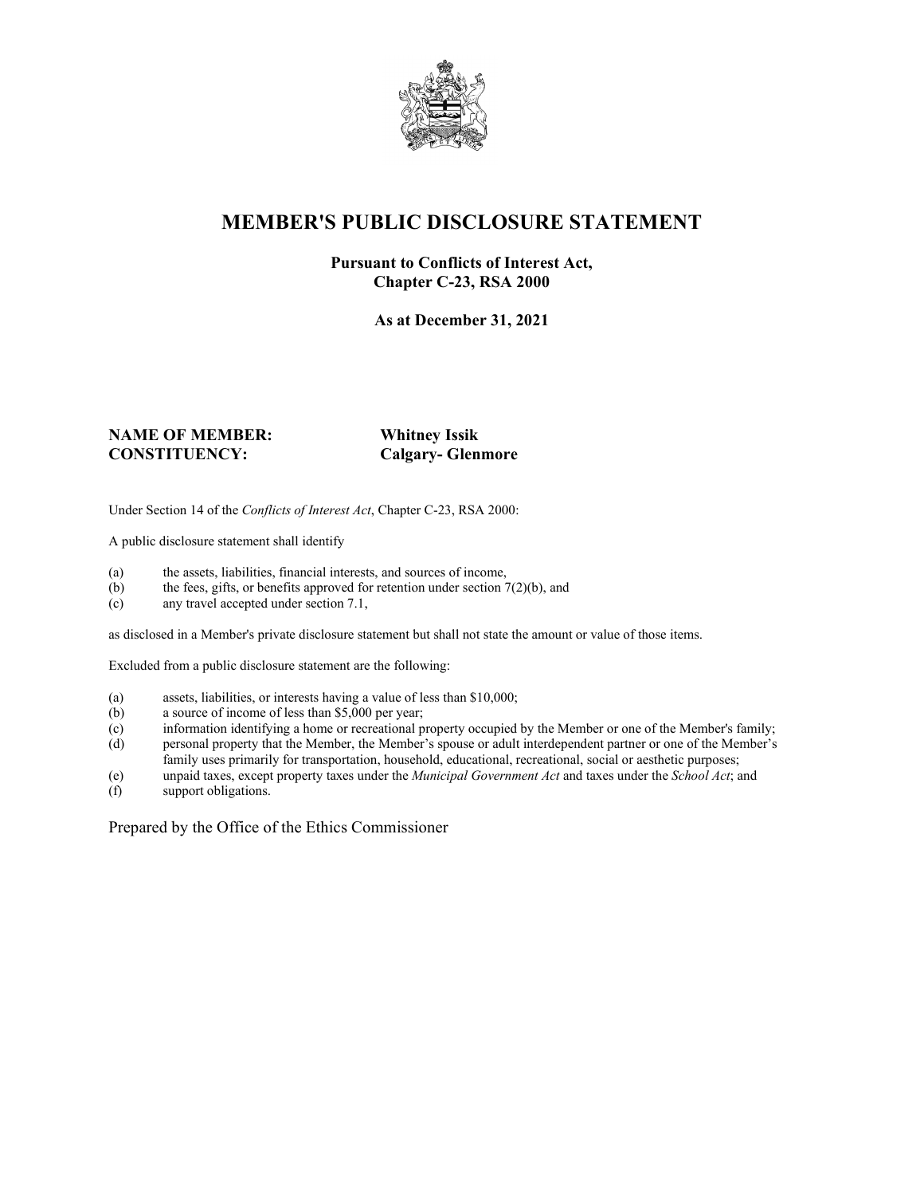# MEMBER'S PUBLIC DISCLOSURE STATEMENT

**Pursuant to Conflicts of Interest Act, Chapter C-23, RSA 2000**

**As at December 31, 2021**

**NAME OF MEMBER:** **Whitney Issik**
**CONSTITUENCY:** **Calgary- Glenmore**

Under Section 14 of the *Conflicts of Interest Act*, Chapter C-23, RSA 2000:

A public disclosure statement shall identify

(a) the assets, liabilities, financial interests, and sources of income,
(b) the fees, gifts, or benefits approved for retention under section 7(2)(b), and
(c) any travel accepted under section 7.1,

as disclosed in a Member's private disclosure statement but shall not state the amount or value of those items.

Excluded from a public disclosure statement are the following:

(a) assets, liabilities, or interests having a value of less than $10,000;
(b) a source of income of less than $5,000 per year;
(c) information identifying a home or recreational property occupied by the Member or one of the Member's family;
(d) personal property that the Member, the Member's spouse or adult interdependent partner or one of the Member's family uses primarily for transportation, household, educational, recreational, social or aesthetic purposes;
(e) unpaid taxes, except property taxes under the *Municipal Government Act* and taxes under the *School Act*; and
(f) support obligations.

Prepared by the Office of the Ethics Commissioner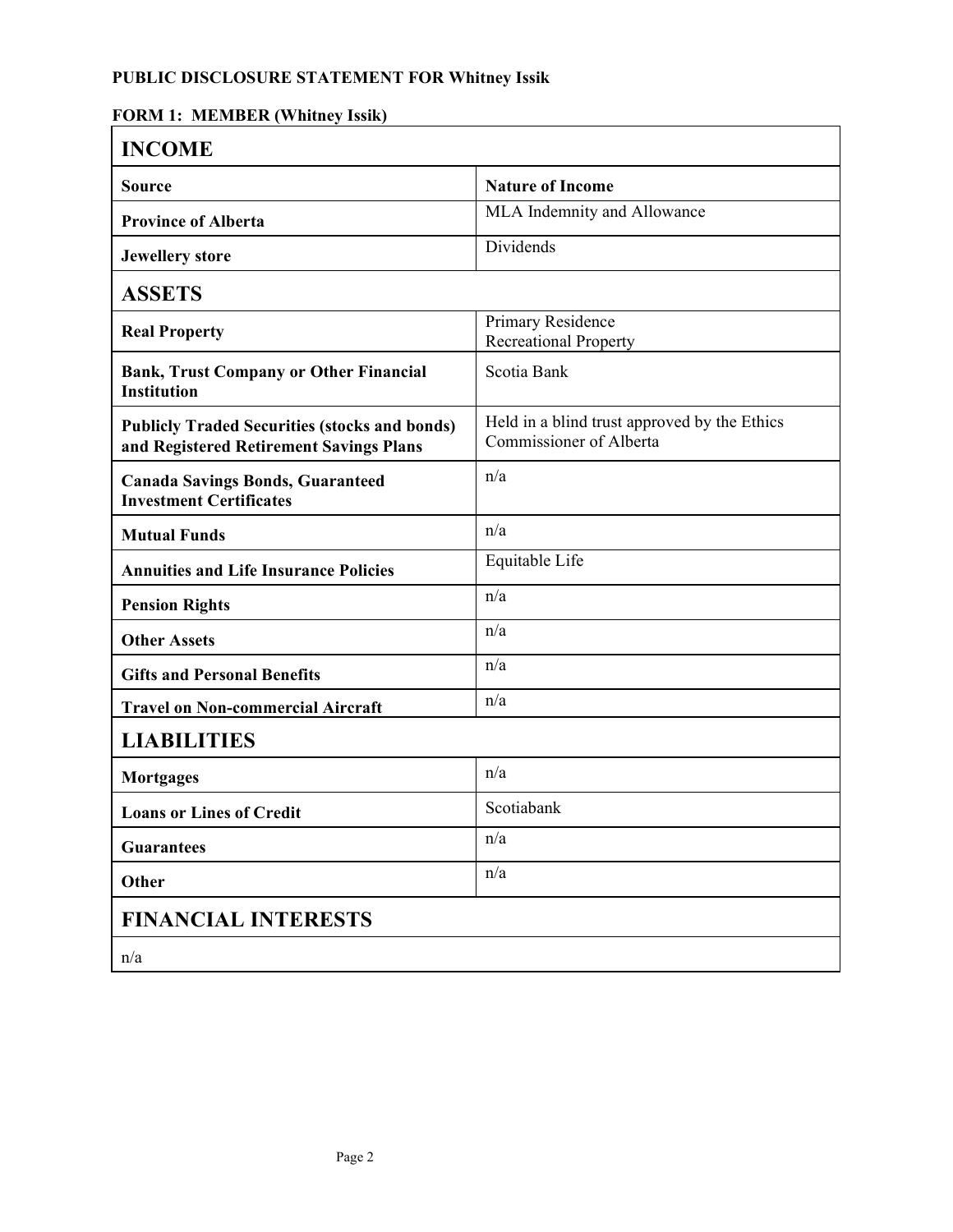**PUBLIC DISCLOSURE STATEMENT FOR Whitney Issik**

**FORM 1: MEMBER (Whitney Issik)**

| **INCOME** | |
|---|---|
| **Source** | **Nature of Income** |
| **Province of Alberta** | MLA Indemnity and Allowance |
| **Jewellery store** | Dividends |
| **ASSETS** | |
| **Real Property** | Primary Residence<br>Recreational Property |
| **Bank, Trust Company or Other Financial Institution** | Scotia Bank |
| **Publicly Traded Securities (stocks and bonds) and Registered Retirement Savings Plans** | Held in a blind trust approved by the Ethics Commissioner of Alberta |
| **Canada Savings Bonds, Guaranteed Investment Certificates** | n/a |
| **Mutual Funds** | n/a |
| **Annuities and Life Insurance Policies** | Equitable Life |
| **Pension Rights** | n/a |
| **Other Assets** | n/a |
| **Gifts and Personal Benefits** | n/a |
| **Travel on Non-commercial Aircraft** | n/a |
| **LIABILITIES** | |
| **Mortgages** | n/a |
| **Loans or Lines of Credit** | Scotiabank |
| **Guarantees** | n/a |
| **Other** | n/a |
| **FINANCIAL INTERESTS** | |
| n/a | |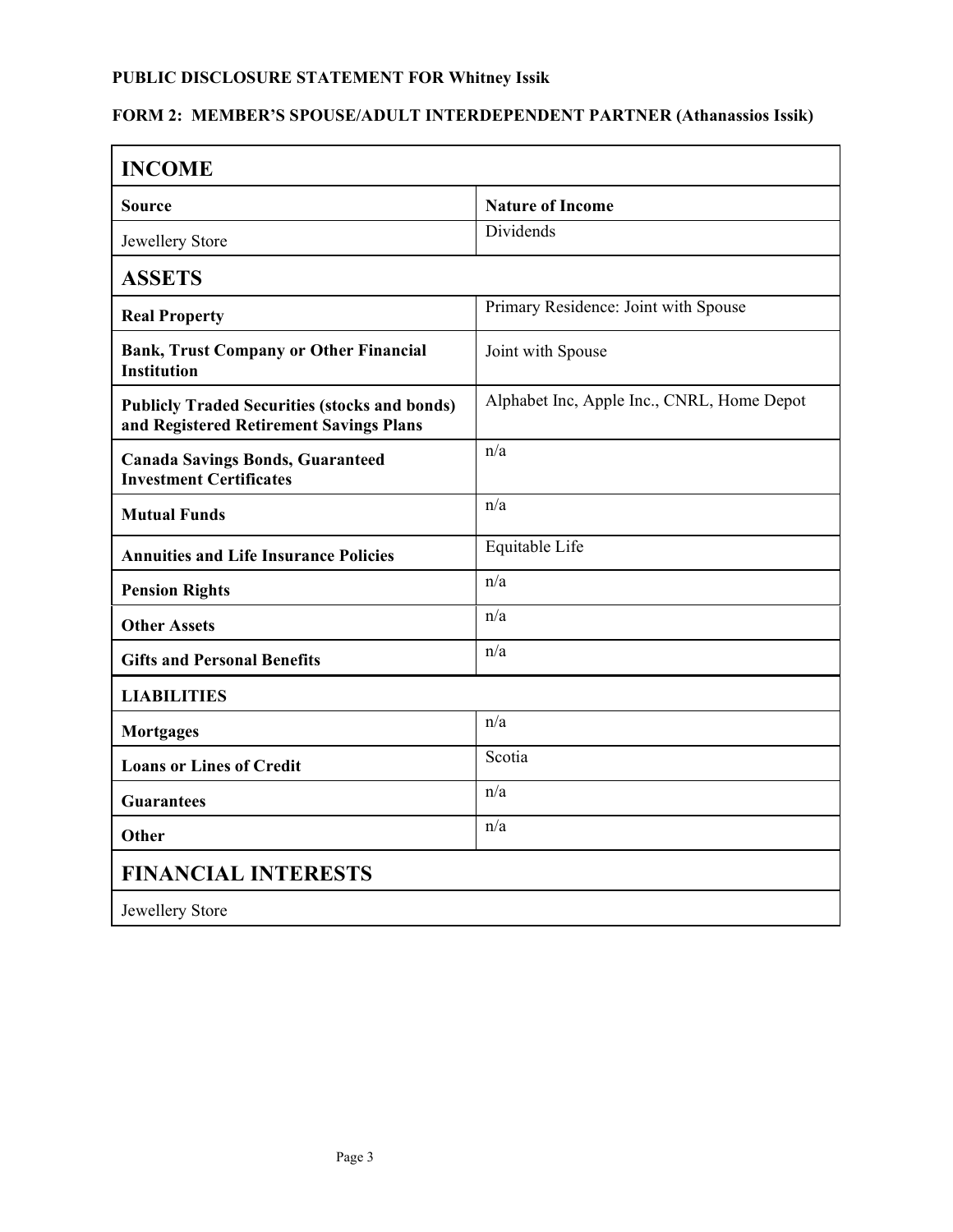**PUBLIC DISCLOSURE STATEMENT FOR Whitney Issik**

**FORM 2: MEMBER'S SPOUSE/ADULT INTERDEPENDENT PARTNER (Athanassios Issik)**

| **INCOME** | |
|---|---|
| **Source** | **Nature of Income** |
| Jewellery Store | Dividends |
| **ASSETS** | |
| **Real Property** | Primary Residence: Joint with Spouse |
| **Bank, Trust Company or Other Financial Institution** | Joint with Spouse |
| **Publicly Traded Securities (stocks and bonds) and Registered Retirement Savings Plans** | Alphabet Inc, Apple Inc., CNRL, Home Depot |
| **Canada Savings Bonds, Guaranteed Investment Certificates** | n/a |
| **Mutual Funds** | n/a |
| **Annuities and Life Insurance Policies** | Equitable Life |
| **Pension Rights** | n/a |
| **Other Assets** | n/a |
| **Gifts and Personal Benefits** | n/a |
| **LIABILITIES** | |
| **Mortgages** | n/a |
| **Loans or Lines of Credit** | Scotia |
| **Guarantees** | n/a |
| **Other** | n/a |
| **FINANCIAL INTERESTS** | |
| Jewellery Store | |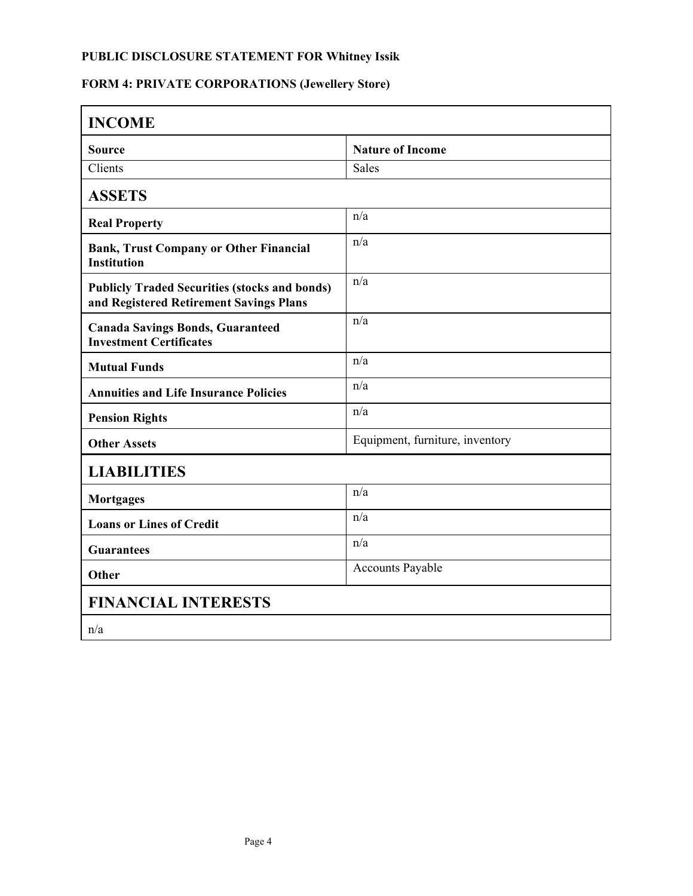**PUBLIC DISCLOSURE STATEMENT FOR Whitney Issik**

**FORM 4: PRIVATE CORPORATIONS (Jewellery Store)**

## INCOME

| **Source** | **Nature of Income** |
|---|---|
| Clients | Sales |

## ASSETS

| | |
|---|---|
| **Real Property** | n/a |
| **Bank, Trust Company or Other Financial Institution** | n/a |
| **Publicly Traded Securities (stocks and bonds) and Registered Retirement Savings Plans** | n/a |
| **Canada Savings Bonds, Guaranteed Investment Certificates** | n/a |
| **Mutual Funds** | n/a |
| **Annuities and Life Insurance Policies** | n/a |
| **Pension Rights** | n/a |
| **Other Assets** | Equipment, furniture, inventory |

## LIABILITIES

| | |
|---|---|
| **Mortgages** | n/a |
| **Loans or Lines of Credit** | n/a |
| **Guarantees** | n/a |
| **Other** | Accounts Payable |

## FINANCIAL INTERESTS

n/a